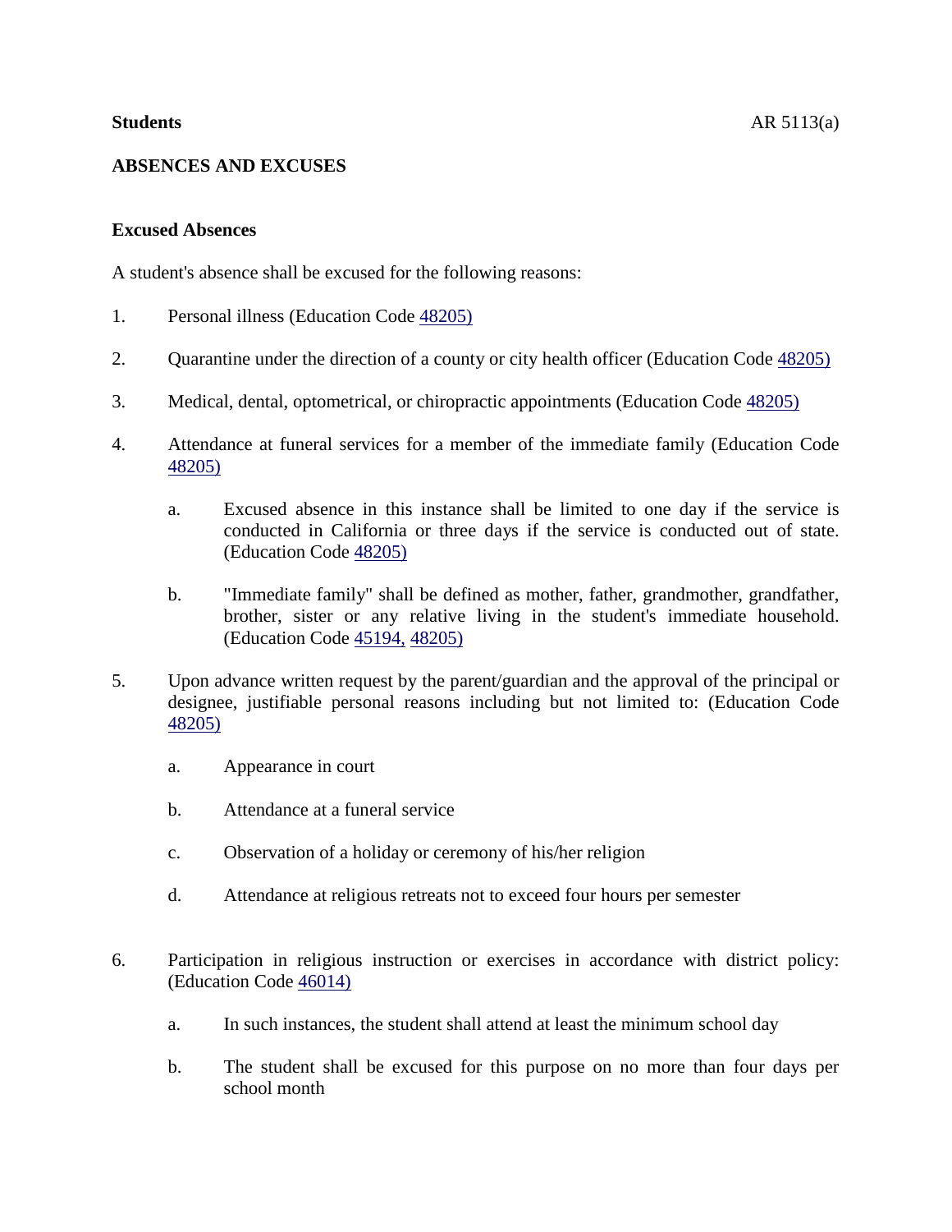**Students** AR 5113(a)

## ABSENCES AND EXCUSES

### Excused Absences

A student's absence shall be excused for the following reasons:

1. Personal illness (Education Code 48205)

2. Quarantine under the direction of a county or city health officer (Education Code 48205)

3. Medical, dental, optometrical, or chiropractic appointments (Education Code 48205)

4. Attendance at funeral services for a member of the immediate family (Education Code 48205)

   a. Excused absence in this instance shall be limited to one day if the service is conducted in California or three days if the service is conducted out of state. (Education Code 48205)

   b. "Immediate family" shall be defined as mother, father, grandmother, grandfather, brother, sister or any relative living in the student's immediate household. (Education Code 45194, 48205)

5. Upon advance written request by the parent/guardian and the approval of the principal or designee, justifiable personal reasons including but not limited to: (Education Code 48205)

   a. Appearance in court

   b. Attendance at a funeral service

   c. Observation of a holiday or ceremony of his/her religion

   d. Attendance at religious retreats not to exceed four hours per semester

6. Participation in religious instruction or exercises in accordance with district policy: (Education Code 46014)

   a. In such instances, the student shall attend at least the minimum school day

   b. The student shall be excused for this purpose on no more than four days per school month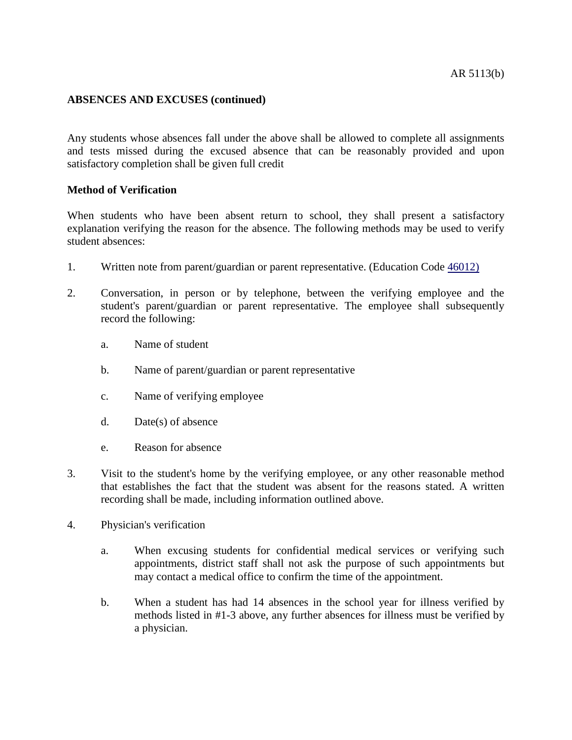**ABSENCES AND EXCUSES (continued)**

Any students whose absences fall under the above shall be allowed to complete all assignments and tests missed during the excused absence that can be reasonably provided and upon satisfactory completion shall be given full credit

**Method of Verification**

When students who have been absent return to school, they shall present a satisfactory explanation verifying the reason for the absence. The following methods may be used to verify student absences:

1. Written note from parent/guardian or parent representative. (Education Code 46012)

2. Conversation, in person or by telephone, between the verifying employee and the student's parent/guardian or parent representative. The employee shall subsequently record the following:

   a. Name of student

   b. Name of parent/guardian or parent representative

   c. Name of verifying employee

   d. Date(s) of absence

   e. Reason for absence

3. Visit to the student's home by the verifying employee, or any other reasonable method that establishes the fact that the student was absent for the reasons stated. A written recording shall be made, including information outlined above.

4. Physician's verification

   a. When excusing students for confidential medical services or verifying such appointments, district staff shall not ask the purpose of such appointments but may contact a medical office to confirm the time of the appointment.

   b. When a student has had 14 absences in the school year for illness verified by methods listed in #1-3 above, any further absences for illness must be verified by a physician.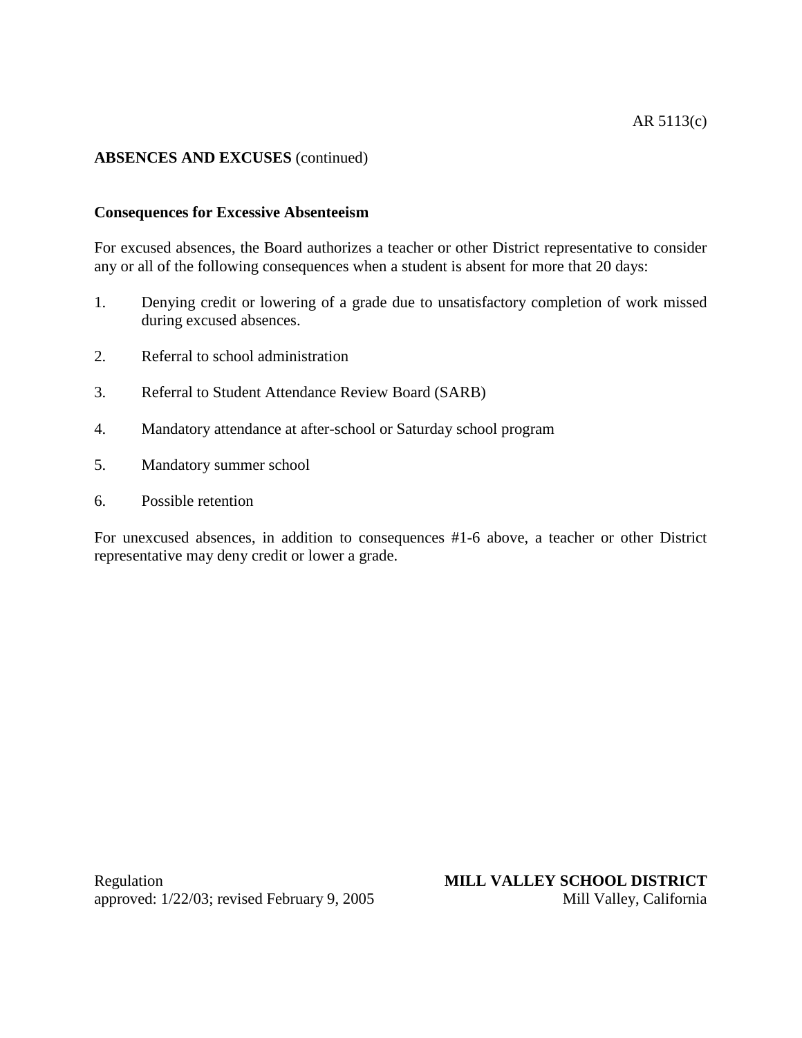AR 5113(c)

**ABSENCES AND EXCUSES** (continued)

**Consequences for Excessive Absenteeism**

For excused absences, the Board authorizes a teacher or other District representative to consider any or all of the following consequences when a student is absent for more that 20 days:

1. Denying credit or lowering of a grade due to unsatisfactory completion of work missed during excused absences.
2. Referral to school administration
3. Referral to Student Attendance Review Board (SARB)
4. Mandatory attendance at after-school or Saturday school program
5. Mandatory summer school
6. Possible retention

For unexcused absences, in addition to consequences #1-6 above, a teacher or other District representative may deny credit or lower a grade.

Regulation
approved: 1/22/03; revised February 9, 2005

**MILL VALLEY SCHOOL DISTRICT**
Mill Valley, California